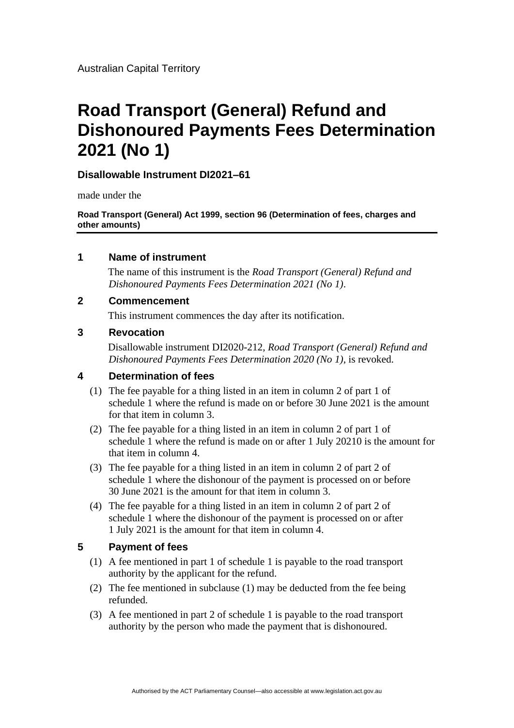Australian Capital Territory

# Road Transport (General) Refund and Dishonoured Payments Fees Determination 2021 (No 1)

**Disallowable Instrument DI2021–61**

made under the

**Road Transport (General) Act 1999, section 96 (Determination of fees, charges and other amounts)**

## 1 Name of instrument

The name of this instrument is the *Road Transport (General) Refund and Dishonoured Payments Fees Determination 2021 (No 1)*.

## 2 Commencement

This instrument commences the day after its notification.

## 3 Revocation

Disallowable instrument DI2020-212, *Road Transport (General) Refund and Dishonoured Payments Fees Determination 2020 (No 1)*, is revoked.

## 4 Determination of fees

(1) The fee payable for a thing listed in an item in column 2 of part 1 of schedule 1 where the refund is made on or before 30 June 2021 is the amount for that item in column 3.

(2) The fee payable for a thing listed in an item in column 2 of part 1 of schedule 1 where the refund is made on or after 1 July 20210 is the amount for that item in column 4.

(3) The fee payable for a thing listed in an item in column 2 of part 2 of schedule 1 where the dishonour of the payment is processed on or before 30 June 2021 is the amount for that item in column 3.

(4) The fee payable for a thing listed in an item in column 2 of part 2 of schedule 1 where the dishonour of the payment is processed on or after 1 July 2021 is the amount for that item in column 4.

## 5 Payment of fees

(1) A fee mentioned in part 1 of schedule 1 is payable to the road transport authority by the applicant for the refund.

(2) The fee mentioned in subclause (1) may be deducted from the fee being refunded.

(3) A fee mentioned in part 2 of schedule 1 is payable to the road transport authority by the person who made the payment that is dishonoured.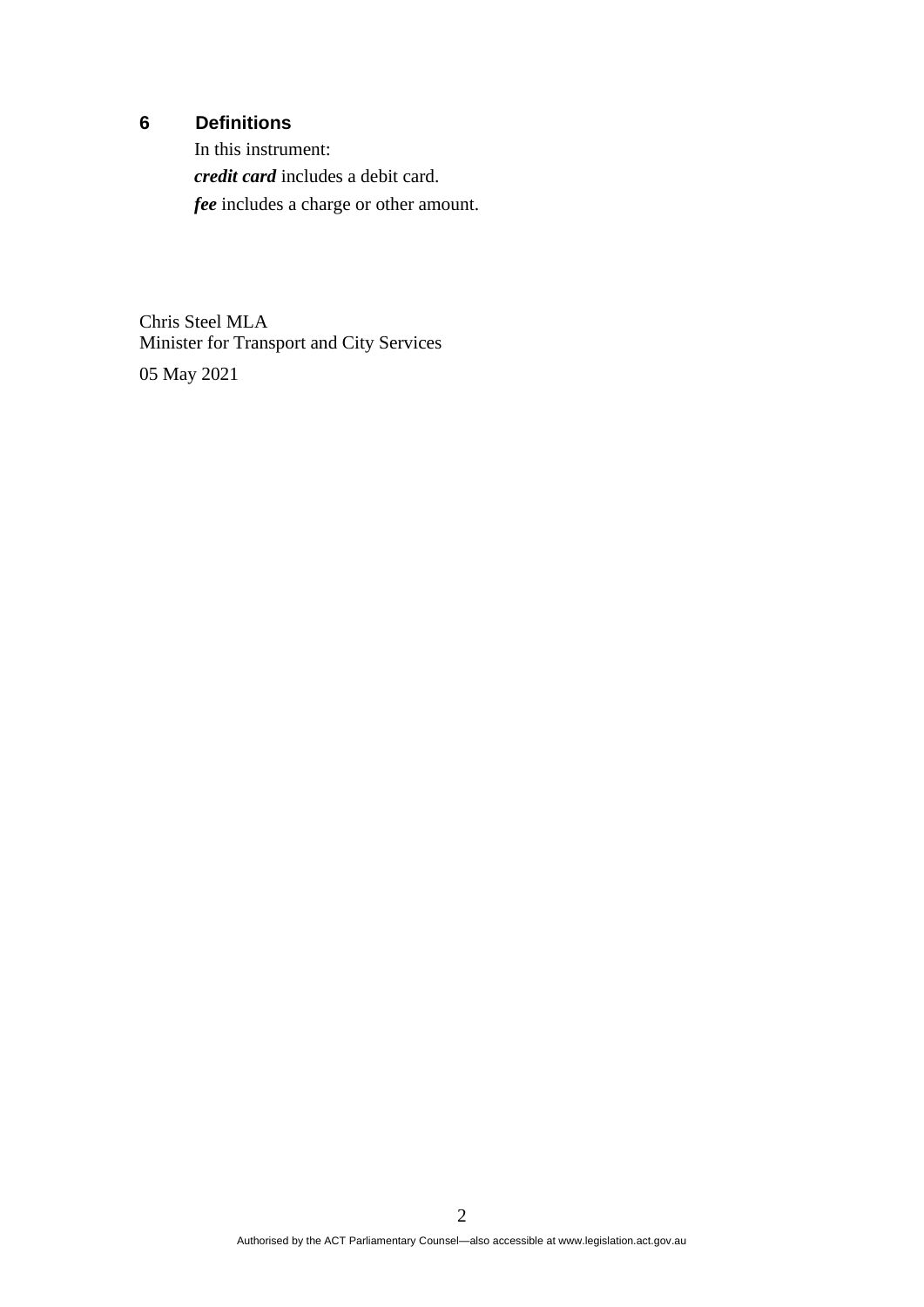## 6 Definitions

In this instrument:

***credit card*** includes a debit card.

***fee*** includes a charge or other amount.

Chris Steel MLA
Minister for Transport and City Services

05 May 2021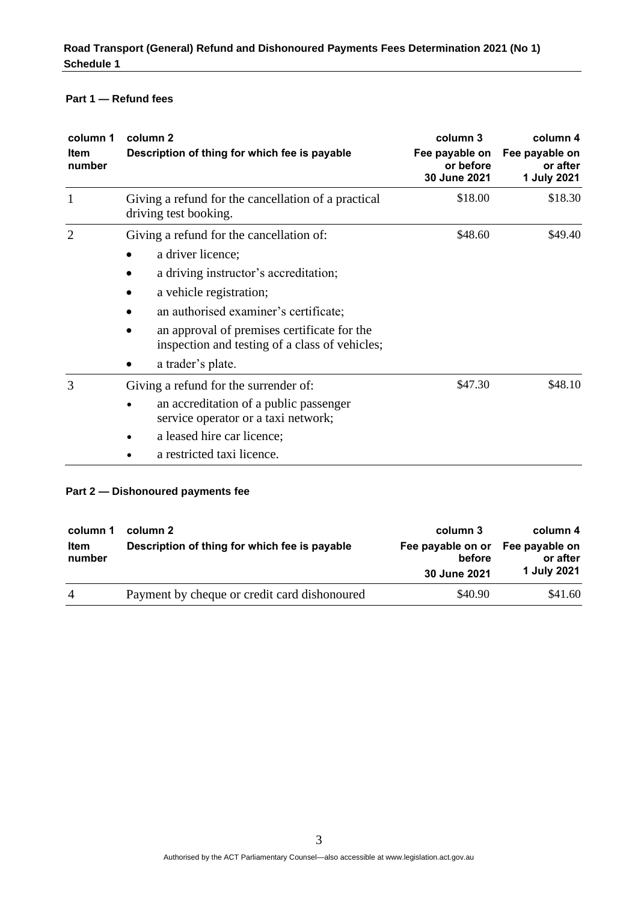**Road Transport (General) Refund and Dishonoured Payments Fees Determination 2021 (No 1)**
**Schedule 1**

### Part 1 — Refund fees

| column 1<br>Item number | column 2<br>Description of thing for which fee is payable | column 3<br>Fee payable on or before 30 June 2021 | column 4<br>Fee payable on or after 1 July 2021 |
|---|---|---|---|
| 1 | Giving a refund for the cancellation of a practical driving test booking. | \$18.00 | \$18.30 |
| 2 | Giving a refund for the cancellation of:<br>• a driver licence;<br>• a driving instructor's accreditation;<br>• a vehicle registration;<br>• an authorised examiner's certificate;<br>• an approval of premises certificate for the inspection and testing of a class of vehicles;<br>• a trader's plate. | \$48.60 | \$49.40 |
| 3 | Giving a refund for the surrender of:<br>• an accreditation of a public passenger service operator or a taxi network;<br>• a leased hire car licence;<br>• a restricted taxi licence. | \$47.30 | \$48.10 |

### Part 2 — Dishonoured payments fee

| column 1<br>Item number | column 2<br>Description of thing for which fee is payable | column 3<br>Fee payable on or before 30 June 2021 | column 4<br>Fee payable on or after 1 July 2021 |
|---|---|---|---|
| 4 | Payment by cheque or credit card dishonoured | \$40.90 | \$41.60 |